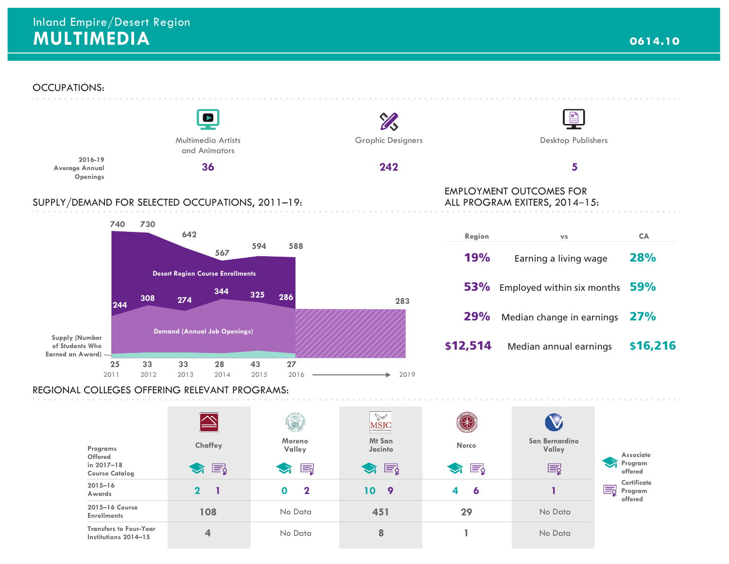# Inland Empire/Desert Region
# MULTIMEDIA

**0614.10**

## OCCUPATIONS:

| | Multimedia Artists and Animators | Graphic Designers | Desktop Publishers |
|---|---|---|---|
| 2016-19 Average Annual Openings | 36 | 242 | 5 |

## SUPPLY/DEMAND FOR SELECTED OCCUPATIONS, 2011–19:

| Year | Desert Region Course Enrollments | Demand (Annual Job Openings) | Supply (Number of Students Who Earned an Award) |
|---|---|---|---|
| 2011 | 740 | 244 | 25 |
| 2012 | 730 | 308 | 33 |
| 2013 | 642 | 274 | 33 |
| 2014 | 567 | 344 | 28 |
| 2015 | 594 | 325 | 43 |
| 2016 | 588 | 286 | 27 |
| 2019 | | 283 | |

## EMPLOYMENT OUTCOMES FOR ALL PROGRAM EXITERS, 2014–15:

| Region | vs | CA |
|---|---|---|
| 19% | Earning a living wage | 28% |
| 53% | Employed within six months | 59% |
| 29% | Median change in earnings | 27% |
| $12,514 | Median annual earnings | $16,216 |

## REGIONAL COLLEGES OFFERING RELEVANT PROGRAMS:

| | Chaffey | Moreno Valley | Mt San Jacinto | Norco | San Bernardino Valley |
|---|---|---|---|---|---|
| Programs Offered in 2017–18 Course Catalog | Associate, Certificate | Associate, Certificate | Associate, Certificate | Associate, Certificate | Certificate |
| 2015–16 Awards | 2 / 1 | 0 / 2 | 10 / 9 | 4 / 6 | 1 |
| 2015–16 Course Enrollments | 108 | No Data | 451 | 29 | No Data |
| Transfers to Four-Year Institutions 2014–15 | 4 | No Data | 8 | 1 | No Data |

Associate Program offered

Certificate Program offered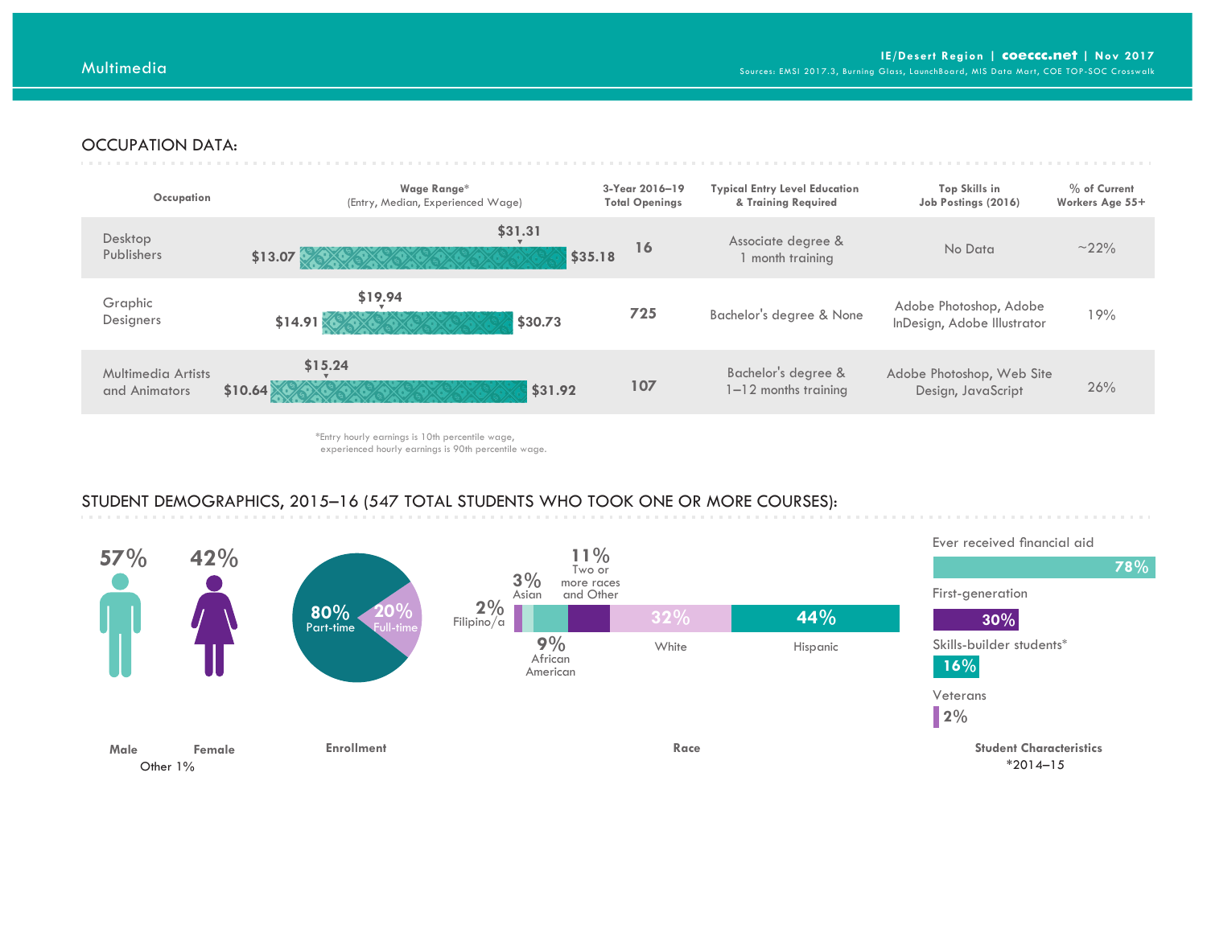Multimedia

**IE/Desert Region | coeccc.net | Nov 2017**

Sources: EMSI 2017.3, Burning Glass, LaunchBoard, MIS Data Mart, COE TOP-SOC Crosswalk

## OCCUPATION DATA:

| Occupation | Wage Range* (Entry, Median, Experienced Wage) | 3-Year 2016–19 Total Openings | Typical Entry Level Education & Training Required | Top Skills in Job Postings (2016) | % of Current Workers Age 55+ |
|---|---|---|---|---|---|
| Desktop Publishers | $13.07, $31.31, $35.18 | 16 | Associate degree & 1 month training | No Data | ~22% |
| Graphic Designers | $14.91, $19.94, $30.73 | 725 | Bachelor's degree & None | Adobe Photoshop, Adobe InDesign, Adobe Illustrator | 19% |
| Multimedia Artists and Animators | $10.64, $15.24, $31.92 | 107 | Bachelor's degree & 1–12 months training | Adobe Photoshop, Web Site Design, JavaScript | 26% |

*Entry hourly earnings is 10th percentile wage, experienced hourly earnings is 90th percentile wage.

## STUDENT DEMOGRAPHICS, 2015–16 (547 TOTAL STUDENTS WHO TOOK ONE OR MORE COURSES):

57%
Male

42%
Female

Other 1%

80% Part-time
20% Full-time
Enrollment

2% Filipino/a
3% Asian
9% African American
11% Two or more races and Other
32% White
44% Hispanic
Race

Ever received financial aid 78%
First-generation 30%
Skills-builder students* 16%
Veterans 2%
Student Characteristics
*2014–15